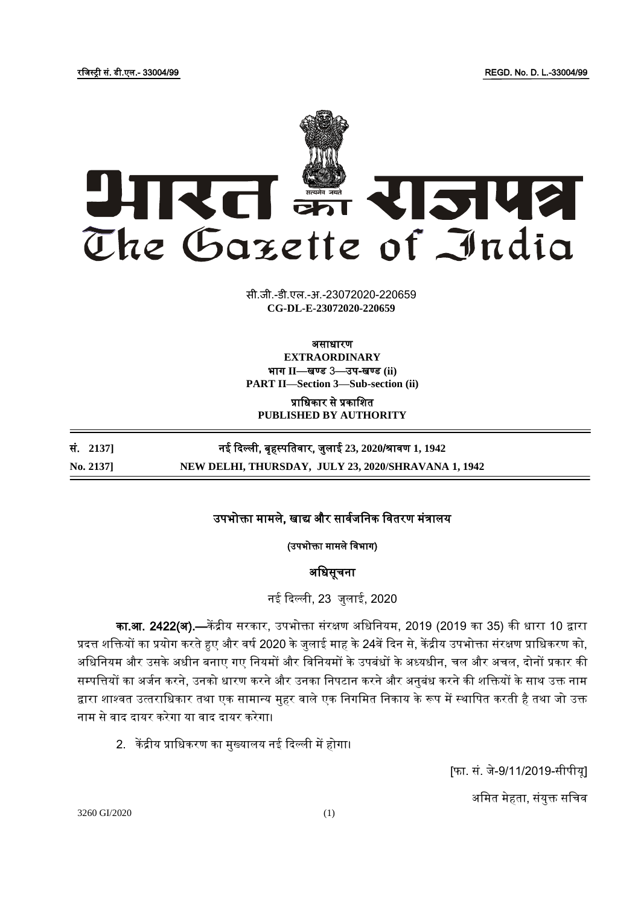रजिस्ट्री सं. डी.एल.- 33004/99 REGD. No. D. L.-33004/99

# भारत का राजपत्र
# The Gazette of India

सी.जी.-डी.एल.-अ.-23072020-220659
**CG-DL-E-23072020-220659**

**असाधारण**
**EXTRAORDINARY**
**भाग II—खण्ड 3—उप-खण्ड (ii)**
**PART II—Section 3—Sub-section (ii)**

**प्राधिकार से प्रकाशित**
**PUBLISHED BY AUTHORITY**

| | |
|---|---|
| **सं. 2137]** | **नई दिल्ली, बृहस्पतिवार, जुलाई 23, 2020/श्रावण 1, 1942** |
| **No. 2137]** | **NEW DELHI, THURSDAY, JULY 23, 2020/SHRAVANA 1, 1942** |

## उपभोक्ता मामले, खाद्य और सार्वजनिक वितरण मंत्रालय

**(उपभोक्ता मामले विभाग)**

### अधिसूचना

नई दिल्ली, 23 जुलाई, 2020

**का.आ. 2422(अ).—**केंद्रीय सरकार, उपभोक्ता संरक्षण अधिनियम, 2019 (2019 का 35) की धारा 10 द्वारा प्रदत्त शक्तियों का प्रयोग करते हुए और वर्ष 2020 के जुलाई माह के 24वें दिन से, केंद्रीय उपभोक्ता संरक्षण प्राधिकरण को, अधिनियम और उसके अधीन बनाए गए नियमों और विनियमों के उपबंधों के अध्यधीन, चल और अचल, दोनों प्रकार की सम्पत्तियों का अर्जन करने, उनको धारण करने और उनका निपटान करने और अनुबंध करने की शक्तियों के साथ उक्त नाम द्वारा शाश्वत उत्तराधिकार तथा एक सामान्य मुहर वाले एक निगमित निकाय के रूप में स्थापित करती है तथा जो उक्त नाम से वाद दायर करेगा या वाद दायर करेगा।

2. केंद्रीय प्राधिकरण का मुख्यालय नई दिल्ली में होगा।

[फा. सं. जे-9/11/2019-सीपीयू]

अमित मेहता, संयुक्त सचिव

3260 GI/2020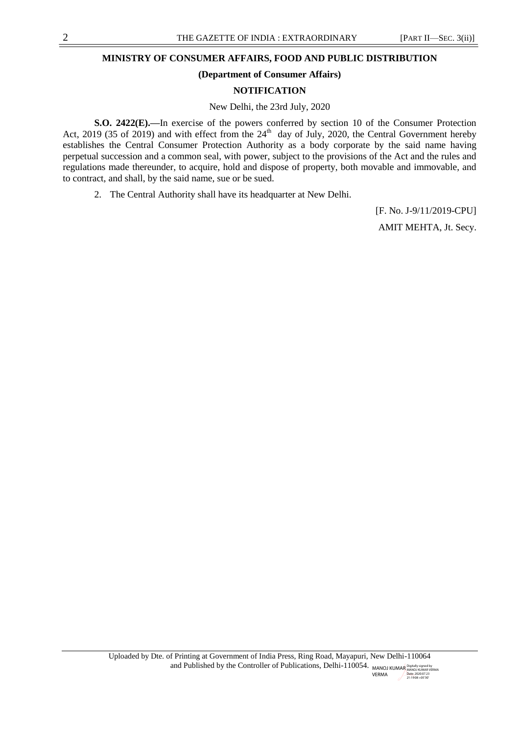## MINISTRY OF CONSUMER AFFAIRS, FOOD AND PUBLIC DISTRIBUTION

### (Department of Consumer Affairs)

### NOTIFICATION

New Delhi, the 23rd July, 2020

**S.O. 2422(E).—**In exercise of the powers conferred by section 10 of the Consumer Protection Act, 2019 (35 of 2019) and with effect from the 24th day of July, 2020, the Central Government hereby establishes the Central Consumer Protection Authority as a body corporate by the said name having perpetual succession and a common seal, with power, subject to the provisions of the Act and the rules and regulations made thereunder, to acquire, hold and dispose of property, both movable and immovable, and to contract, and shall, by the said name, sue or be sued.

2. The Central Authority shall have its headquarter at New Delhi.

[F. No. J-9/11/2019-CPU]

AMIT MEHTA, Jt. Secy.

Uploaded by Dte. of Printing at Government of India Press, Ring Road, Mayapuri, New Delhi-110064 and Published by the Controller of Publications, Delhi-110054.